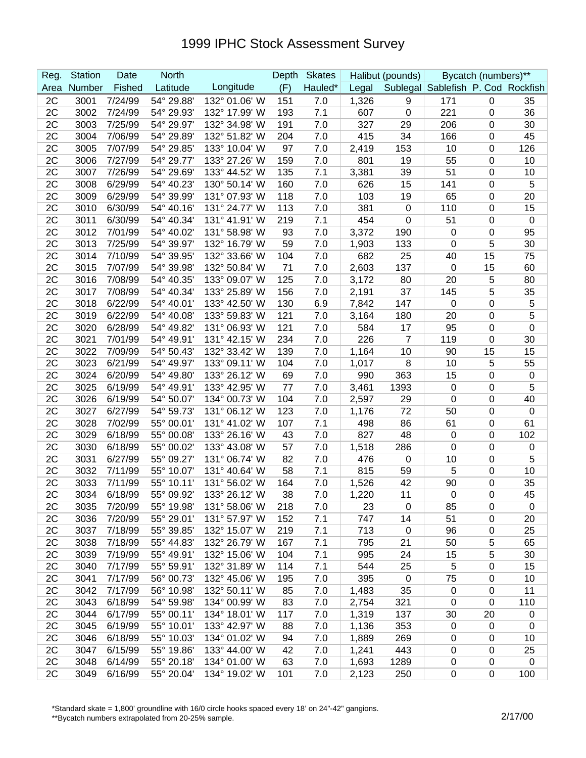# 1999 IPHC Stock Assessment Survey

| Reg. | Station | Date | North | | Depth | Skates | Halibut (pounds) | | Bycatch (numbers)** | | |
|---|---|---|---|---|---|---|---|---|---|---|---|
| Area | Number | Fished | Latitude | Longitude | (F) | Hauled* | Legal | Sublegal | Sablefish | P. Cod | Rockfish |
| 2C | 3001 | 7/24/99 | 54° 29.88' | 132° 01.06' W | 151 | 7.0 | 1,326 | 9 | 171 | 0 | 35 |
| 2C | 3002 | 7/24/99 | 54° 29.93' | 132° 17.99' W | 193 | 7.1 | 607 | 0 | 221 | 0 | 36 |
| 2C | 3003 | 7/25/99 | 54° 29.97' | 132° 34.98' W | 191 | 7.0 | 327 | 29 | 206 | 0 | 30 |
| 2C | 3004 | 7/06/99 | 54° 29.89' | 132° 51.82' W | 204 | 7.0 | 415 | 34 | 166 | 0 | 45 |
| 2C | 3005 | 7/07/99 | 54° 29.85' | 133° 10.04' W | 97 | 7.0 | 2,419 | 153 | 10 | 0 | 126 |
| 2C | 3006 | 7/27/99 | 54° 29.77' | 133° 27.26' W | 159 | 7.0 | 801 | 19 | 55 | 0 | 10 |
| 2C | 3007 | 7/26/99 | 54° 29.69' | 133° 44.52' W | 135 | 7.1 | 3,381 | 39 | 51 | 0 | 10 |
| 2C | 3008 | 6/29/99 | 54° 40.23' | 130° 50.14' W | 160 | 7.0 | 626 | 15 | 141 | 0 | 5 |
| 2C | 3009 | 6/29/99 | 54° 39.99' | 131° 07.93' W | 118 | 7.0 | 103 | 19 | 65 | 0 | 20 |
| 2C | 3010 | 6/30/99 | 54° 40.16' | 131° 24.77' W | 113 | 7.0 | 381 | 0 | 110 | 0 | 15 |
| 2C | 3011 | 6/30/99 | 54° 40.34' | 131° 41.91' W | 219 | 7.1 | 454 | 0 | 51 | 0 | 0 |
| 2C | 3012 | 7/01/99 | 54° 40.02' | 131° 58.98' W | 93 | 7.0 | 3,372 | 190 | 0 | 0 | 95 |
| 2C | 3013 | 7/25/99 | 54° 39.97' | 132° 16.79' W | 59 | 7.0 | 1,903 | 133 | 0 | 5 | 30 |
| 2C | 3014 | 7/10/99 | 54° 39.95' | 132° 33.66' W | 104 | 7.0 | 682 | 25 | 40 | 15 | 75 |
| 2C | 3015 | 7/07/99 | 54° 39.98' | 132° 50.84' W | 71 | 7.0 | 2,603 | 137 | 0 | 15 | 60 |
| 2C | 3016 | 7/08/99 | 54° 40.35' | 133° 09.07' W | 125 | 7.0 | 3,172 | 80 | 20 | 5 | 80 |
| 2C | 3017 | 7/08/99 | 54° 40.34' | 133° 25.89' W | 156 | 7.0 | 2,191 | 37 | 145 | 5 | 35 |
| 2C | 3018 | 6/22/99 | 54° 40.01' | 133° 42.50' W | 130 | 6.9 | 7,842 | 147 | 0 | 0 | 5 |
| 2C | 3019 | 6/22/99 | 54° 40.08' | 133° 59.83' W | 121 | 7.0 | 3,164 | 180 | 20 | 0 | 5 |
| 2C | 3020 | 6/28/99 | 54° 49.82' | 131° 06.93' W | 121 | 7.0 | 584 | 17 | 95 | 0 | 0 |
| 2C | 3021 | 7/01/99 | 54° 49.91' | 131° 42.15' W | 234 | 7.0 | 226 | 7 | 119 | 0 | 30 |
| 2C | 3022 | 7/09/99 | 54° 50.43' | 132° 33.42' W | 139 | 7.0 | 1,164 | 10 | 90 | 15 | 15 |
| 2C | 3023 | 6/21/99 | 54° 49.97' | 133° 09.11' W | 104 | 7.0 | 1,017 | 8 | 10 | 5 | 55 |
| 2C | 3024 | 6/20/99 | 54° 49.80' | 133° 26.12' W | 69 | 7.0 | 990 | 363 | 15 | 0 | 0 |
| 2C | 3025 | 6/19/99 | 54° 49.91' | 133° 42.95' W | 77 | 7.0 | 3,461 | 1393 | 0 | 0 | 5 |
| 2C | 3026 | 6/19/99 | 54° 50.07' | 134° 00.73' W | 104 | 7.0 | 2,597 | 29 | 0 | 0 | 40 |
| 2C | 3027 | 6/27/99 | 54° 59.73' | 131° 06.12' W | 123 | 7.0 | 1,176 | 72 | 50 | 0 | 0 |
| 2C | 3028 | 7/02/99 | 55° 00.01' | 131° 41.02' W | 107 | 7.1 | 498 | 86 | 61 | 0 | 61 |
| 2C | 3029 | 6/18/99 | 55° 00.08' | 133° 26.16' W | 43 | 7.0 | 827 | 48 | 0 | 0 | 102 |
| 2C | 3030 | 6/18/99 | 55° 00.02' | 133° 43.08' W | 57 | 7.0 | 1,518 | 286 | 0 | 0 | 0 |
| 2C | 3031 | 6/27/99 | 55° 09.27' | 131° 06.74' W | 82 | 7.0 | 476 | 0 | 10 | 0 | 5 |
| 2C | 3032 | 7/11/99 | 55° 10.07' | 131° 40.64' W | 58 | 7.1 | 815 | 59 | 5 | 0 | 10 |
| 2C | 3033 | 7/11/99 | 55° 10.11' | 131° 56.02' W | 164 | 7.0 | 1,526 | 42 | 90 | 0 | 35 |
| 2C | 3034 | 6/18/99 | 55° 09.92' | 133° 26.12' W | 38 | 7.0 | 1,220 | 11 | 0 | 0 | 45 |
| 2C | 3035 | 7/20/99 | 55° 19.98' | 131° 58.06' W | 218 | 7.0 | 23 | 0 | 85 | 0 | 0 |
| 2C | 3036 | 7/20/99 | 55° 29.01' | 131° 57.97' W | 152 | 7.1 | 747 | 14 | 51 | 0 | 20 |
| 2C | 3037 | 7/18/99 | 55° 39.85' | 132° 15.07' W | 219 | 7.1 | 713 | 0 | 96 | 0 | 25 |
| 2C | 3038 | 7/18/99 | 55° 44.83' | 132° 26.79' W | 167 | 7.1 | 795 | 21 | 50 | 5 | 65 |
| 2C | 3039 | 7/19/99 | 55° 49.91' | 132° 15.06' W | 104 | 7.1 | 995 | 24 | 15 | 5 | 30 |
| 2C | 3040 | 7/17/99 | 55° 59.91' | 132° 31.89' W | 114 | 7.1 | 544 | 25 | 5 | 0 | 15 |
| 2C | 3041 | 7/17/99 | 56° 00.73' | 132° 45.06' W | 195 | 7.0 | 395 | 0 | 75 | 0 | 10 |
| 2C | 3042 | 7/17/99 | 56° 10.98' | 132° 50.11' W | 85 | 7.0 | 1,483 | 35 | 0 | 0 | 11 |
| 2C | 3043 | 6/18/99 | 54° 59.98' | 134° 00.99' W | 83 | 7.0 | 2,754 | 321 | 0 | 0 | 110 |
| 2C | 3044 | 6/17/99 | 55° 00.11' | 134° 18.01' W | 117 | 7.0 | 1,319 | 137 | 30 | 20 | 0 |
| 2C | 3045 | 6/19/99 | 55° 10.01' | 133° 42.97' W | 88 | 7.0 | 1,136 | 353 | 0 | 0 | 0 |
| 2C | 3046 | 6/18/99 | 55° 10.03' | 134° 01.02' W | 94 | 7.0 | 1,889 | 269 | 0 | 0 | 10 |
| 2C | 3047 | 6/15/99 | 55° 19.86' | 133° 44.00' W | 42 | 7.0 | 1,241 | 443 | 0 | 0 | 25 |
| 2C | 3048 | 6/14/99 | 55° 20.18' | 134° 01.00' W | 63 | 7.0 | 1,693 | 1289 | 0 | 0 | 0 |
| 2C | 3049 | 6/16/99 | 55° 20.04' | 134° 19.02' W | 101 | 7.0 | 2,123 | 250 | 0 | 0 | 100 |

*Standard skate = 1,800' groundline with 16/0 circle hooks spaced every 18' on 24"-42" gangions.
**Bycatch numbers extrapolated from 20-25% sample.

2/17/00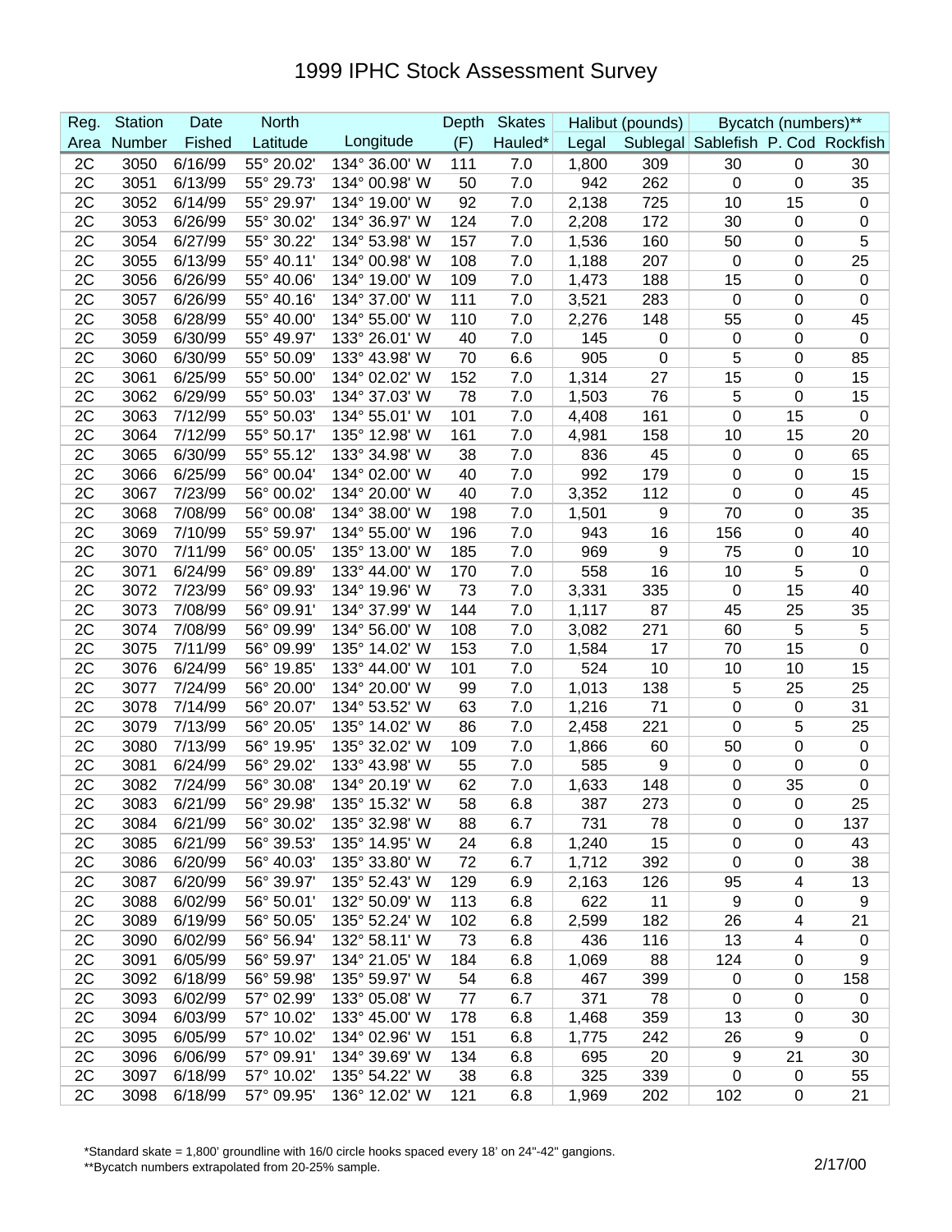# 1999 IPHC Stock Assessment Survey

| Reg. | Station | Date | North | | Depth | Skates | Halibut (pounds) | | Bycatch (numbers)** | | |
|---|---|---|---|---|---|---|---|---|---|---|---|
| Area | Number | Fished | Latitude | Longitude | (F) | Hauled* | Legal | Sublegal | Sablefish | P. Cod | Rockfish |
| 2C | 3050 | 6/16/99 | 55° 20.02' | 134° 36.00' W | 111 | 7.0 | 1,800 | 309 | 30 | 0 | 30 |
| 2C | 3051 | 6/13/99 | 55° 29.73' | 134° 00.98' W | 50 | 7.0 | 942 | 262 | 0 | 0 | 35 |
| 2C | 3052 | 6/14/99 | 55° 29.97' | 134° 19.00' W | 92 | 7.0 | 2,138 | 725 | 10 | 15 | 0 |
| 2C | 3053 | 6/26/99 | 55° 30.02' | 134° 36.97' W | 124 | 7.0 | 2,208 | 172 | 30 | 0 | 0 |
| 2C | 3054 | 6/27/99 | 55° 30.22' | 134° 53.98' W | 157 | 7.0 | 1,536 | 160 | 50 | 0 | 5 |
| 2C | 3055 | 6/13/99 | 55° 40.11' | 134° 00.98' W | 108 | 7.0 | 1,188 | 207 | 0 | 0 | 25 |
| 2C | 3056 | 6/26/99 | 55° 40.06' | 134° 19.00' W | 109 | 7.0 | 1,473 | 188 | 15 | 0 | 0 |
| 2C | 3057 | 6/26/99 | 55° 40.16' | 134° 37.00' W | 111 | 7.0 | 3,521 | 283 | 0 | 0 | 0 |
| 2C | 3058 | 6/28/99 | 55° 40.00' | 134° 55.00' W | 110 | 7.0 | 2,276 | 148 | 55 | 0 | 45 |
| 2C | 3059 | 6/30/99 | 55° 49.97' | 133° 26.01' W | 40 | 7.0 | 145 | 0 | 0 | 0 | 0 |
| 2C | 3060 | 6/30/99 | 55° 50.09' | 133° 43.98' W | 70 | 6.6 | 905 | 0 | 5 | 0 | 85 |
| 2C | 3061 | 6/25/99 | 55° 50.00' | 134° 02.02' W | 152 | 7.0 | 1,314 | 27 | 15 | 0 | 15 |
| 2C | 3062 | 6/29/99 | 55° 50.03' | 134° 37.03' W | 78 | 7.0 | 1,503 | 76 | 5 | 0 | 15 |
| 2C | 3063 | 7/12/99 | 55° 50.03' | 134° 55.01' W | 101 | 7.0 | 4,408 | 161 | 0 | 15 | 0 |
| 2C | 3064 | 7/12/99 | 55° 50.17' | 135° 12.98' W | 161 | 7.0 | 4,981 | 158 | 10 | 15 | 20 |
| 2C | 3065 | 6/30/99 | 55° 55.12' | 133° 34.98' W | 38 | 7.0 | 836 | 45 | 0 | 0 | 65 |
| 2C | 3066 | 6/25/99 | 56° 00.04' | 134° 02.00' W | 40 | 7.0 | 992 | 179 | 0 | 0 | 15 |
| 2C | 3067 | 7/23/99 | 56° 00.02' | 134° 20.00' W | 40 | 7.0 | 3,352 | 112 | 0 | 0 | 45 |
| 2C | 3068 | 7/08/99 | 56° 00.08' | 134° 38.00' W | 198 | 7.0 | 1,501 | 9 | 70 | 0 | 35 |
| 2C | 3069 | 7/10/99 | 55° 59.97' | 134° 55.00' W | 196 | 7.0 | 943 | 16 | 156 | 0 | 40 |
| 2C | 3070 | 7/11/99 | 56° 00.05' | 135° 13.00' W | 185 | 7.0 | 969 | 9 | 75 | 0 | 10 |
| 2C | 3071 | 6/24/99 | 56° 09.89' | 133° 44.00' W | 170 | 7.0 | 558 | 16 | 10 | 5 | 0 |
| 2C | 3072 | 7/23/99 | 56° 09.93' | 134° 19.96' W | 73 | 7.0 | 3,331 | 335 | 0 | 15 | 40 |
| 2C | 3073 | 7/08/99 | 56° 09.91' | 134° 37.99' W | 144 | 7.0 | 1,117 | 87 | 45 | 25 | 35 |
| 2C | 3074 | 7/08/99 | 56° 09.99' | 134° 56.00' W | 108 | 7.0 | 3,082 | 271 | 60 | 5 | 5 |
| 2C | 3075 | 7/11/99 | 56° 09.99' | 135° 14.02' W | 153 | 7.0 | 1,584 | 17 | 70 | 15 | 0 |
| 2C | 3076 | 6/24/99 | 56° 19.85' | 133° 44.00' W | 101 | 7.0 | 524 | 10 | 10 | 10 | 15 |
| 2C | 3077 | 7/24/99 | 56° 20.00' | 134° 20.00' W | 99 | 7.0 | 1,013 | 138 | 5 | 25 | 25 |
| 2C | 3078 | 7/14/99 | 56° 20.07' | 134° 53.52' W | 63 | 7.0 | 1,216 | 71 | 0 | 0 | 31 |
| 2C | 3079 | 7/13/99 | 56° 20.05' | 135° 14.02' W | 86 | 7.0 | 2,458 | 221 | 0 | 5 | 25 |
| 2C | 3080 | 7/13/99 | 56° 19.95' | 135° 32.02' W | 109 | 7.0 | 1,866 | 60 | 50 | 0 | 0 |
| 2C | 3081 | 6/24/99 | 56° 29.02' | 133° 43.98' W | 55 | 7.0 | 585 | 9 | 0 | 0 | 0 |
| 2C | 3082 | 7/24/99 | 56° 30.08' | 134° 20.19' W | 62 | 7.0 | 1,633 | 148 | 0 | 35 | 0 |
| 2C | 3083 | 6/21/99 | 56° 29.98' | 135° 15.32' W | 58 | 6.8 | 387 | 273 | 0 | 0 | 25 |
| 2C | 3084 | 6/21/99 | 56° 30.02' | 135° 32.98' W | 88 | 6.7 | 731 | 78 | 0 | 0 | 137 |
| 2C | 3085 | 6/21/99 | 56° 39.53' | 135° 14.95' W | 24 | 6.8 | 1,240 | 15 | 0 | 0 | 43 |
| 2C | 3086 | 6/20/99 | 56° 40.03' | 135° 33.80' W | 72 | 6.7 | 1,712 | 392 | 0 | 0 | 38 |
| 2C | 3087 | 6/20/99 | 56° 39.97' | 135° 52.43' W | 129 | 6.9 | 2,163 | 126 | 95 | 4 | 13 |
| 2C | 3088 | 6/02/99 | 56° 50.01' | 132° 50.09' W | 113 | 6.8 | 622 | 11 | 9 | 0 | 9 |
| 2C | 3089 | 6/19/99 | 56° 50.05' | 135° 52.24' W | 102 | 6.8 | 2,599 | 182 | 26 | 4 | 21 |
| 2C | 3090 | 6/02/99 | 56° 56.94' | 132° 58.11' W | 73 | 6.8 | 436 | 116 | 13 | 4 | 0 |
| 2C | 3091 | 6/05/99 | 56° 59.97' | 134° 21.05' W | 184 | 6.8 | 1,069 | 88 | 124 | 0 | 9 |
| 2C | 3092 | 6/18/99 | 56° 59.98' | 135° 59.97' W | 54 | 6.8 | 467 | 399 | 0 | 0 | 158 |
| 2C | 3093 | 6/02/99 | 57° 02.99' | 133° 05.08' W | 77 | 6.7 | 371 | 78 | 0 | 0 | 0 |
| 2C | 3094 | 6/03/99 | 57° 10.02' | 133° 45.00' W | 178 | 6.8 | 1,468 | 359 | 13 | 0 | 30 |
| 2C | 3095 | 6/05/99 | 57° 10.02' | 134° 02.96' W | 151 | 6.8 | 1,775 | 242 | 26 | 9 | 0 |
| 2C | 3096 | 6/06/99 | 57° 09.91' | 134° 39.69' W | 134 | 6.8 | 695 | 20 | 9 | 21 | 30 |
| 2C | 3097 | 6/18/99 | 57° 10.02' | 135° 54.22' W | 38 | 6.8 | 325 | 339 | 0 | 0 | 55 |
| 2C | 3098 | 6/18/99 | 57° 09.95' | 136° 12.02' W | 121 | 6.8 | 1,969 | 202 | 102 | 0 | 21 |

*Standard skate = 1,800' groundline with 16/0 circle hooks spaced every 18' on 24"-42" gangions.
**Bycatch numbers extrapolated from 20-25% sample.

2/17/00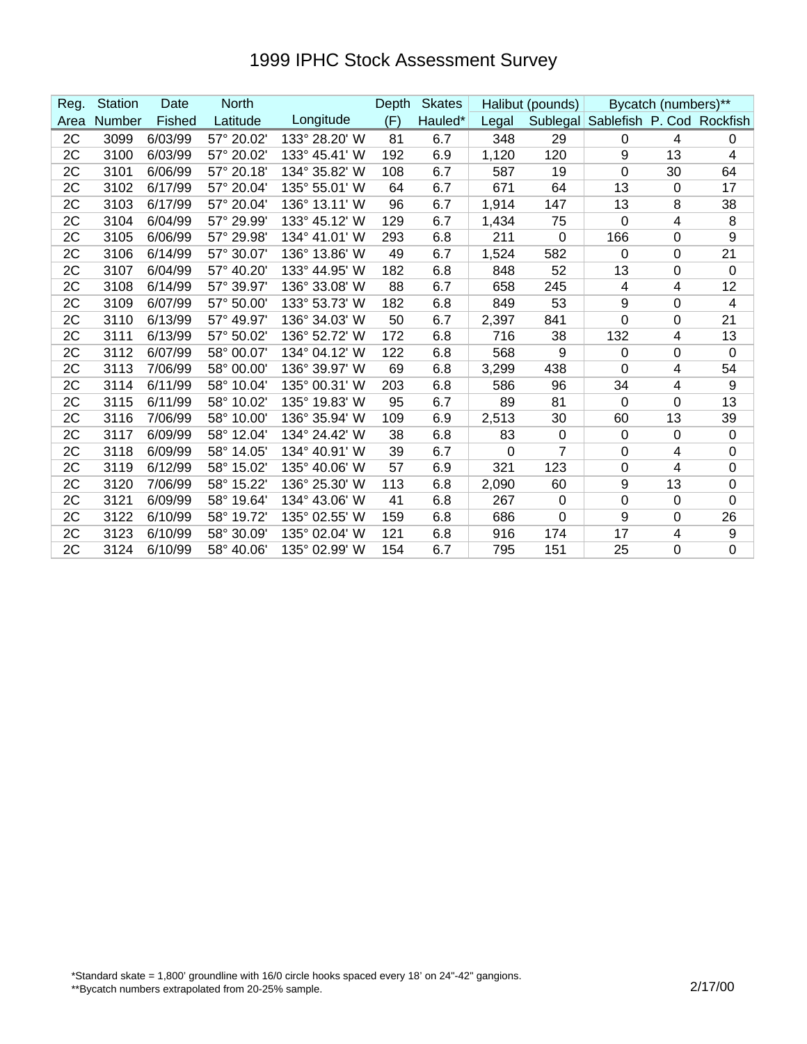# 1999 IPHC Stock Assessment Survey

| Reg. | Station | Date | North | | Depth | Skates | Halibut (pounds) | | Bycatch (numbers)** | | |
|---|---|---|---|---|---|---|---|---|---|---|---|
| Area | Number | Fished | Latitude | Longitude | (F) | Hauled* | Legal | Sublegal | Sablefish | P. Cod | Rockfish |
| 2C | 3099 | 6/03/99 | 57° 20.02' | 133° 28.20' W | 81 | 6.7 | 348 | 29 | 0 | 4 | 0 |
| 2C | 3100 | 6/03/99 | 57° 20.02' | 133° 45.41' W | 192 | 6.9 | 1,120 | 120 | 9 | 13 | 4 |
| 2C | 3101 | 6/06/99 | 57° 20.18' | 134° 35.82' W | 108 | 6.7 | 587 | 19 | 0 | 30 | 64 |
| 2C | 3102 | 6/17/99 | 57° 20.04' | 135° 55.01' W | 64 | 6.7 | 671 | 64 | 13 | 0 | 17 |
| 2C | 3103 | 6/17/99 | 57° 20.04' | 136° 13.11' W | 96 | 6.7 | 1,914 | 147 | 13 | 8 | 38 |
| 2C | 3104 | 6/04/99 | 57° 29.99' | 133° 45.12' W | 129 | 6.7 | 1,434 | 75 | 0 | 4 | 8 |
| 2C | 3105 | 6/06/99 | 57° 29.98' | 134° 41.01' W | 293 | 6.8 | 211 | 0 | 166 | 0 | 9 |
| 2C | 3106 | 6/14/99 | 57° 30.07' | 136° 13.86' W | 49 | 6.7 | 1,524 | 582 | 0 | 0 | 21 |
| 2C | 3107 | 6/04/99 | 57° 40.20' | 133° 44.95' W | 182 | 6.8 | 848 | 52 | 13 | 0 | 0 |
| 2C | 3108 | 6/14/99 | 57° 39.97' | 136° 33.08' W | 88 | 6.7 | 658 | 245 | 4 | 4 | 12 |
| 2C | 3109 | 6/07/99 | 57° 50.00' | 133° 53.73' W | 182 | 6.8 | 849 | 53 | 9 | 0 | 4 |
| 2C | 3110 | 6/13/99 | 57° 49.97' | 136° 34.03' W | 50 | 6.7 | 2,397 | 841 | 0 | 0 | 21 |
| 2C | 3111 | 6/13/99 | 57° 50.02' | 136° 52.72' W | 172 | 6.8 | 716 | 38 | 132 | 4 | 13 |
| 2C | 3112 | 6/07/99 | 58° 00.07' | 134° 04.12' W | 122 | 6.8 | 568 | 9 | 0 | 0 | 0 |
| 2C | 3113 | 7/06/99 | 58° 00.00' | 136° 39.97' W | 69 | 6.8 | 3,299 | 438 | 0 | 4 | 54 |
| 2C | 3114 | 6/11/99 | 58° 10.04' | 135° 00.31' W | 203 | 6.8 | 586 | 96 | 34 | 4 | 9 |
| 2C | 3115 | 6/11/99 | 58° 10.02' | 135° 19.83' W | 95 | 6.7 | 89 | 81 | 0 | 0 | 13 |
| 2C | 3116 | 7/06/99 | 58° 10.00' | 136° 35.94' W | 109 | 6.9 | 2,513 | 30 | 60 | 13 | 39 |
| 2C | 3117 | 6/09/99 | 58° 12.04' | 134° 24.42' W | 38 | 6.8 | 83 | 0 | 0 | 0 | 0 |
| 2C | 3118 | 6/09/99 | 58° 14.05' | 134° 40.91' W | 39 | 6.7 | 0 | 7 | 0 | 4 | 0 |
| 2C | 3119 | 6/12/99 | 58° 15.02' | 135° 40.06' W | 57 | 6.9 | 321 | 123 | 0 | 4 | 0 |
| 2C | 3120 | 7/06/99 | 58° 15.22' | 136° 25.30' W | 113 | 6.8 | 2,090 | 60 | 9 | 13 | 0 |
| 2C | 3121 | 6/09/99 | 58° 19.64' | 134° 43.06' W | 41 | 6.8 | 267 | 0 | 0 | 0 | 0 |
| 2C | 3122 | 6/10/99 | 58° 19.72' | 135° 02.55' W | 159 | 6.8 | 686 | 0 | 9 | 0 | 26 |
| 2C | 3123 | 6/10/99 | 58° 30.09' | 135° 02.04' W | 121 | 6.8 | 916 | 174 | 17 | 4 | 9 |
| 2C | 3124 | 6/10/99 | 58° 40.06' | 135° 02.99' W | 154 | 6.7 | 795 | 151 | 25 | 0 | 0 |

*Standard skate = 1,800' groundline with 16/0 circle hooks spaced every 18' on 24"-42" gangions.
**Bycatch numbers extrapolated from 20-25% sample.

2/17/00